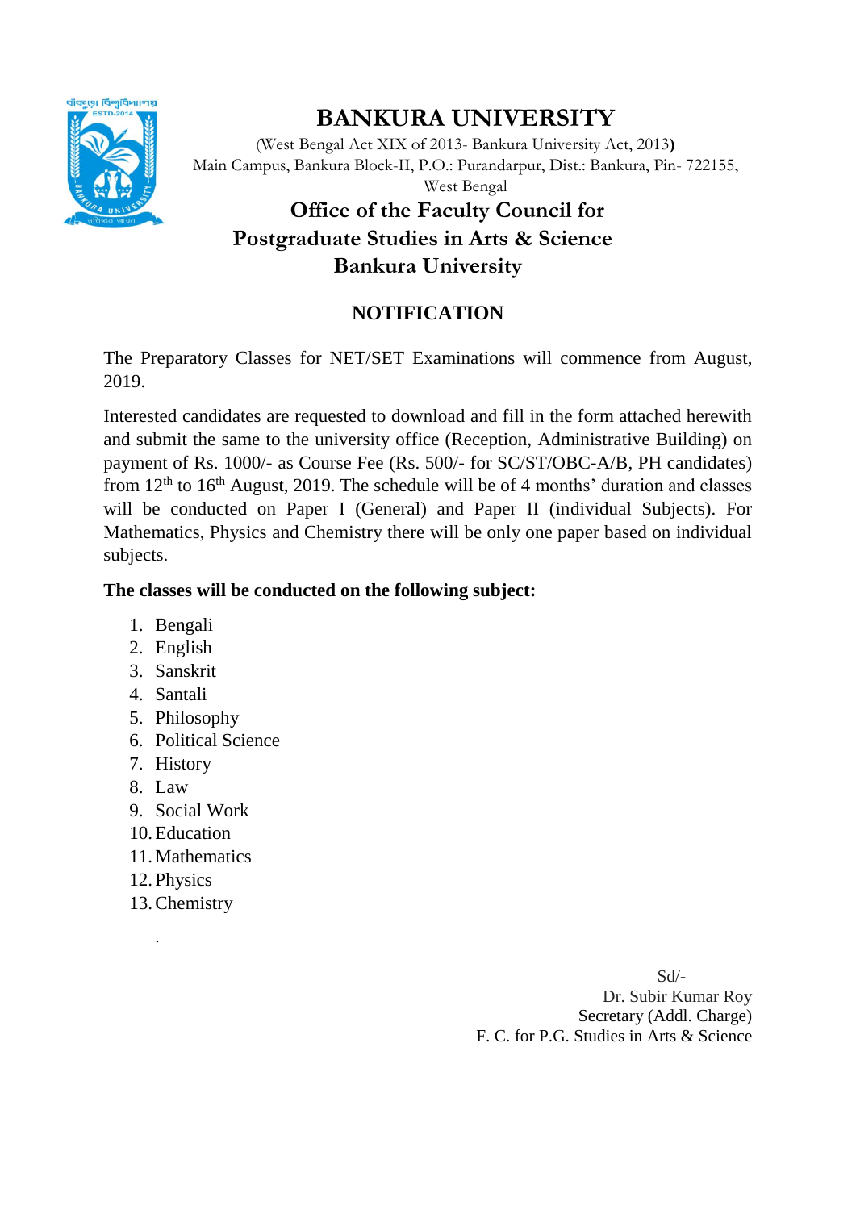# BANKURA UNIVERSITY

(West Bengal Act XIX of 2013- Bankura University Act, 2013)
Main Campus, Bankura Block-II, P.O.: Purandarpur, Dist.: Bankura, Pin- 722155, West Bengal

## Office of the Faculty Council for Postgraduate Studies in Arts & Science Bankura University

## NOTIFICATION

The Preparatory Classes for NET/SET Examinations will commence from August, 2019.

Interested candidates are requested to download and fill in the form attached herewith and submit the same to the university office (Reception, Administrative Building) on payment of Rs. 1000/- as Course Fee (Rs. 500/- for SC/ST/OBC-A/B, PH candidates) from 12th to 16th August, 2019. The schedule will be of 4 months' duration and classes will be conducted on Paper I (General) and Paper II (individual Subjects). For Mathematics, Physics and Chemistry there will be only one paper based on individual subjects.

**The classes will be conducted on the following subject:**

1. Bengali
2. English
3. Sanskrit
4. Santali
5. Philosophy
6. Political Science
7. History
8. Law
9. Social Work
10. Education
11. Mathematics
12. Physics
13. Chemistry

Sd/-
Dr. Subir Kumar Roy
Secretary (Addl. Charge)
F. C. for P.G. Studies in Arts & Science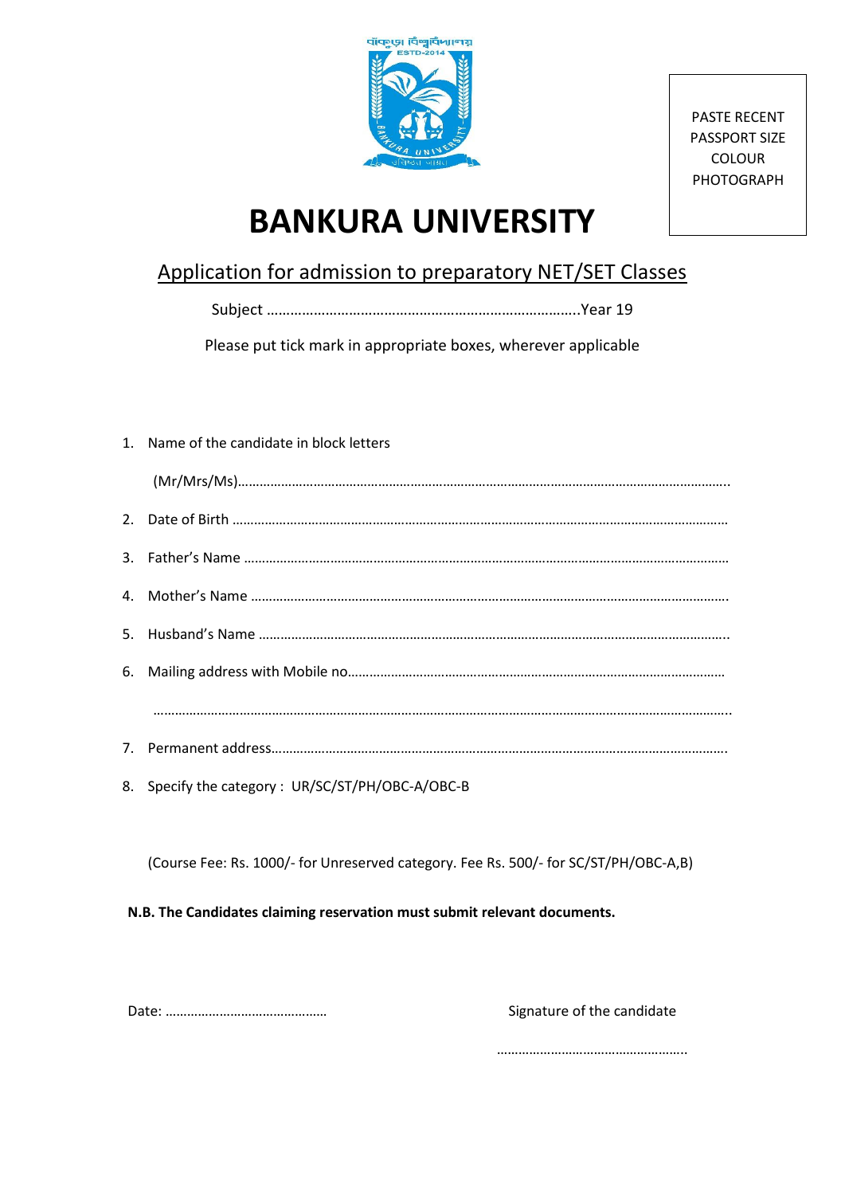বাঁকুড়া বিশ্ববিদ্যালয়
ESTD-2014

PASTE RECENT PASSPORT SIZE COLOUR PHOTOGRAPH

# BANKURA UNIVERSITY

## Application for admission to preparatory NET/SET Classes

Subject ……………………………………………………………………..Year 19

Please put tick mark in appropriate boxes, wherever applicable

1. Name of the candidate in block letters

   (Mr/Mrs/Ms)…………………………………………………………………………………………………………………………..
2. Date of Birth ………………………………………………………………………………………………………………………
3. Father's Name ……………………………………………………………………………………………………………………
4. Mother's Name ………………………………………………………………………………………………………………….
5. Husband's Name ……………………………………………………………………………………………………………….
6. Mailing address with Mobile no…………………………………………………………………………………………

   ……………………………………………………………………………………………………………………………………………..
7. Permanent address……………………………………………………………………………………………………………
8. Specify the category : UR/SC/ST/PH/OBC-A/OBC-B

(Course Fee: Rs. 1000/- for Unreserved category. Fee Rs. 500/- for SC/ST/PH/OBC-A,B)

**N.B. The Candidates claiming reservation must submit relevant documents.**

Date: ………………………………………

Signature of the candidate

……………………………………………..